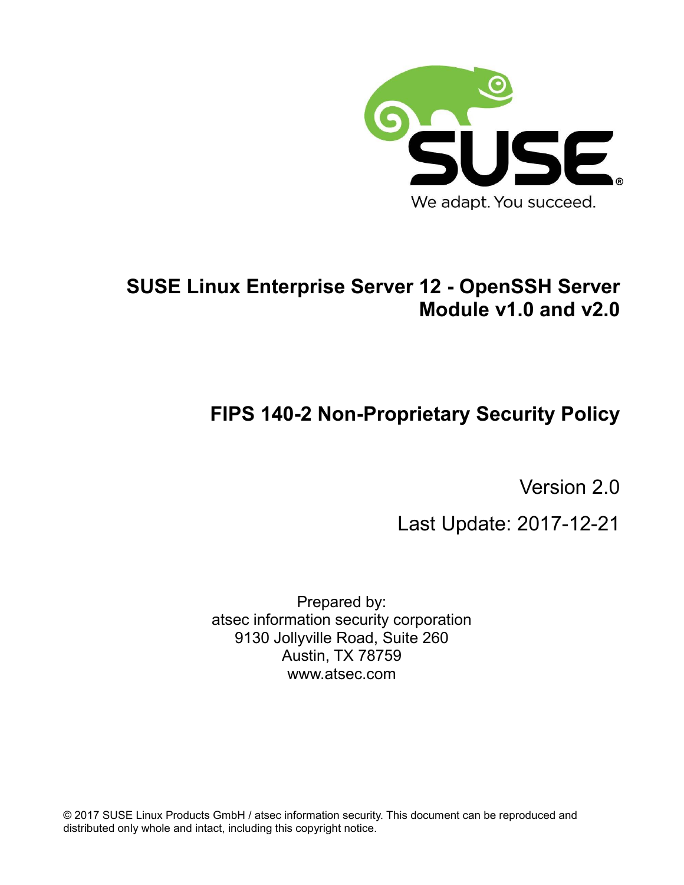# SUSE Linux Enterprise Server 12 - OpenSSH Server Module v1.0 and v2.0

## FIPS 140-2 Non-Proprietary Security Policy

Version 2.0

Last Update: 2017-12-21

Prepared by:
atsec information security corporation
9130 Jollyville Road, Suite 260
Austin, TX 78759
www.atsec.com

© 2017 SUSE Linux Products GmbH / atsec information security. This document can be reproduced and distributed only whole and intact, including this copyright notice.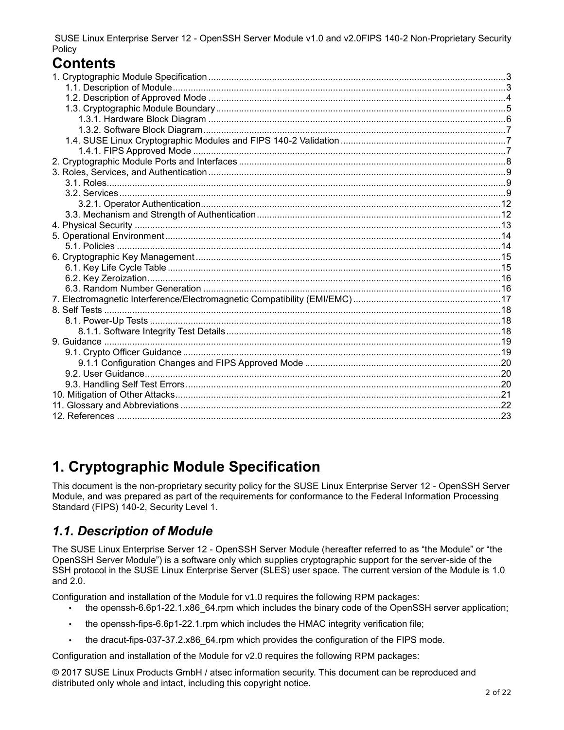# Contents

1. Cryptographic Module Specification ........ 3
   1.1. Description of Module ........ 3
   1.2. Description of Approved Mode ........ 4
   1.3. Cryptographic Module Boundary ........ 5
      1.3.1. Hardware Block Diagram ........ 6
      1.3.2. Software Block Diagram ........ 7
   1.4. SUSE Linux Cryptographic Modules and FIPS 140-2 Validation ........ 7
      1.4.1. FIPS Approved Mode ........ 7
2. Cryptographic Module Ports and Interfaces ........ 8
3. Roles, Services, and Authentication ........ 9
   3.1. Roles ........ 9
   3.2. Services ........ 9
      3.2.1. Operator Authentication ........ 12
   3.3. Mechanism and Strength of Authentication ........ 12
4. Physical Security ........ 13
5. Operational Environment ........ 14
   5.1. Policies ........ 14
6. Cryptographic Key Management ........ 15
   6.1. Key Life Cycle Table ........ 15
   6.2. Key Zeroization ........ 16
   6.3. Random Number Generation ........ 16
7. Electromagnetic Interference/Electromagnetic Compatibility (EMI/EMC) ........ 17
8. Self Tests ........ 18
   8.1. Power-Up Tests ........ 18
      8.1.1. Software Integrity Test Details ........ 18
9. Guidance ........ 19
   9.1. Crypto Officer Guidance ........ 19
      9.1.1 Configuration Changes and FIPS Approved Mode ........ 20
   9.2. User Guidance ........ 20
   9.3. Handling Self Test Errors ........ 20
10. Mitigation of Other Attacks ........ 21
11. Glossary and Abbreviations ........ 22
12. References ........ 23

# 1. Cryptographic Module Specification

This document is the non-proprietary security policy for the SUSE Linux Enterprise Server 12 - OpenSSH Server Module, and was prepared as part of the requirements for conformance to the Federal Information Processing Standard (FIPS) 140-2, Security Level 1.

## *1.1. Description of Module*

The SUSE Linux Enterprise Server 12 - OpenSSH Server Module (hereafter referred to as “the Module” or “the OpenSSH Server Module”) is a software only which supplies cryptographic support for the server-side of the SSH protocol in the SUSE Linux Enterprise Server (SLES) user space. The current version of the Module is 1.0 and 2.0.

Configuration and installation of the Module for v1.0 requires the following RPM packages:

- the openssh-6.6p1-22.1.x86_64.rpm which includes the binary code of the OpenSSH server application;
- the openssh-fips-6.6p1-22.1.rpm which includes the HMAC integrity verification file;
- the dracut-fips-037-37.2.x86_64.rpm which provides the configuration of the FIPS mode.

Configuration and installation of the Module for v2.0 requires the following RPM packages:

© 2017 SUSE Linux Products GmbH / atsec information security. This document can be reproduced and distributed only whole and intact, including this copyright notice.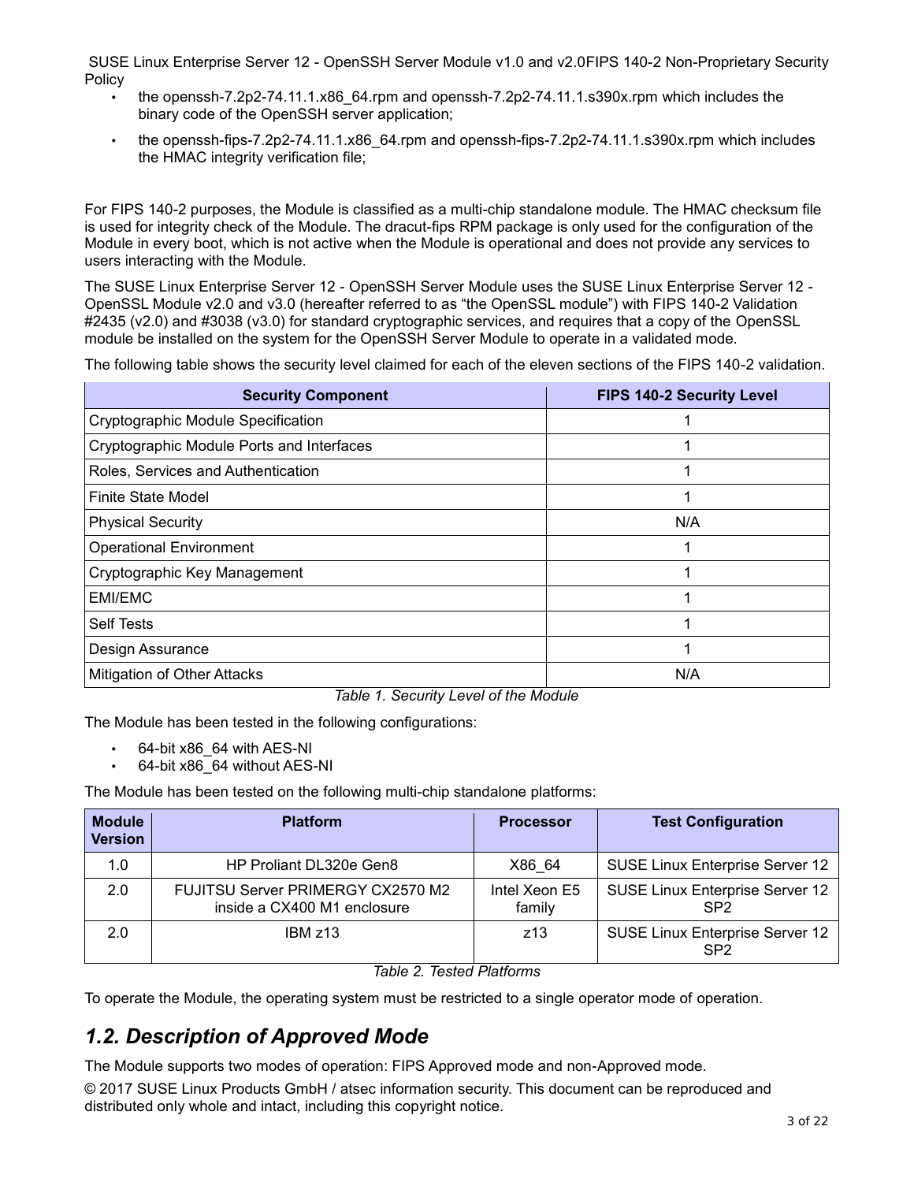- the openssh-7.2p2-74.11.1.x86_64.rpm and openssh-7.2p2-74.11.1.s390x.rpm which includes the binary code of the OpenSSH server application;
- the openssh-fips-7.2p2-74.11.1.x86_64.rpm and openssh-fips-7.2p2-74.11.1.s390x.rpm which includes the HMAC integrity verification file;

For FIPS 140-2 purposes, the Module is classified as a multi-chip standalone module. The HMAC checksum file is used for integrity check of the Module. The dracut-fips RPM package is only used for the configuration of the Module in every boot, which is not active when the Module is operational and does not provide any services to users interacting with the Module.

The SUSE Linux Enterprise Server 12 - OpenSSH Server Module uses the SUSE Linux Enterprise Server 12 - OpenSSL Module v2.0 and v3.0 (hereafter referred to as "the OpenSSL module") with FIPS 140-2 Validation #2435 (v2.0) and #3038 (v3.0) for standard cryptographic services, and requires that a copy of the OpenSSL module be installed on the system for the OpenSSH Server Module to operate in a validated mode.

The following table shows the security level claimed for each of the eleven sections of the FIPS 140-2 validation.

| Security Component | FIPS 140-2 Security Level |
|---|---|
| Cryptographic Module Specification | 1 |
| Cryptographic Module Ports and Interfaces | 1 |
| Roles, Services and Authentication | 1 |
| Finite State Model | 1 |
| Physical Security | N/A |
| Operational Environment | 1 |
| Cryptographic Key Management | 1 |
| EMI/EMC | 1 |
| Self Tests | 1 |
| Design Assurance | 1 |
| Mitigation of Other Attacks | N/A |

*Table 1. Security Level of the Module*

The Module has been tested in the following configurations:

- 64-bit x86_64 with AES-NI
- 64-bit x86_64 without AES-NI

The Module has been tested on the following multi-chip standalone platforms:

| Module Version | Platform | Processor | Test Configuration |
|---|---|---|---|
| 1.0 | HP Proliant DL320e Gen8 | X86_64 | SUSE Linux Enterprise Server 12 |
| 2.0 | FUJITSU Server PRIMERGY CX2570 M2 inside a CX400 M1 enclosure | Intel Xeon E5 family | SUSE Linux Enterprise Server 12 SP2 |
| 2.0 | IBM z13 | z13 | SUSE Linux Enterprise Server 12 SP2 |

*Table 2. Tested Platforms*

To operate the Module, the operating system must be restricted to a single operator mode of operation.

## *1.2. Description of Approved Mode*

The Module supports two modes of operation: FIPS Approved mode and non-Approved mode.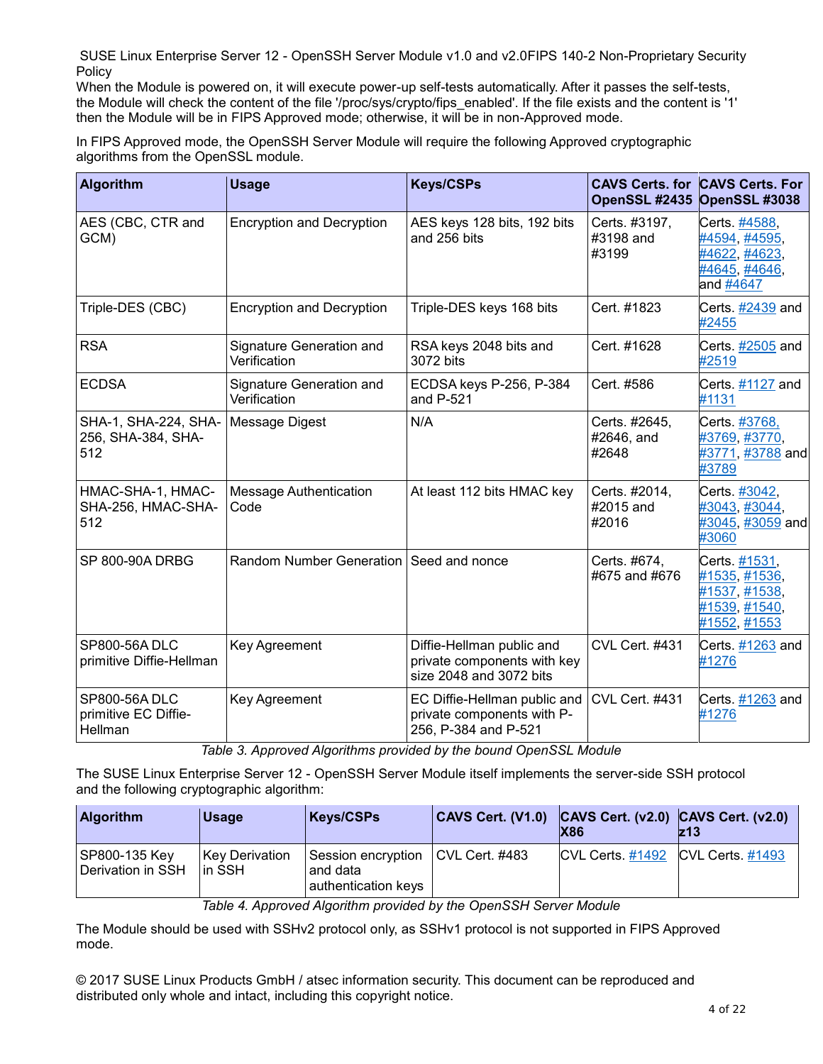When the Module is powered on, it will execute power-up self-tests automatically. After it passes the self-tests, the Module will check the content of the file '/proc/sys/crypto/fips_enabled'. If the file exists and the content is '1' then the Module will be in FIPS Approved mode; otherwise, it will be in non-Approved mode.

In FIPS Approved mode, the OpenSSH Server Module will require the following Approved cryptographic algorithms from the OpenSSL module.

| Algorithm | Usage | Keys/CSPs | CAVS Certs. for OpenSSL #2435 | CAVS Certs. For OpenSSL #3038 |
|---|---|---|---|---|
| AES (CBC, CTR and GCM) | Encryption and Decryption | AES keys 128 bits, 192 bits and 256 bits | Certs. #3197, #3198 and #3199 | Certs. #4588, #4594, #4595, #4622, #4623, #4645, #4646, and #4647 |
| Triple-DES (CBC) | Encryption and Decryption | Triple-DES keys 168 bits | Cert. #1823 | Certs. #2439 and #2455 |
| RSA | Signature Generation and Verification | RSA keys 2048 bits and 3072 bits | Cert. #1628 | Certs. #2505 and #2519 |
| ECDSA | Signature Generation and Verification | ECDSA keys P-256, P-384 and P-521 | Cert. #586 | Certs. #1127 and #1131 |
| SHA-1, SHA-224, SHA-256, SHA-384, SHA-512 | Message Digest | N/A | Certs. #2645, #2646, and #2648 | Certs. #3768, #3769, #3770, #3771, #3788 and #3789 |
| HMAC-SHA-1, HMAC-SHA-256, HMAC-SHA-512 | Message Authentication Code | At least 112 bits HMAC key | Certs. #2014, #2015 and #2016 | Certs. #3042, #3043, #3044, #3045, #3059 and #3060 |
| SP 800-90A DRBG | Random Number Generation | Seed and nonce | Certs. #674, #675 and #676 | Certs. #1531, #1535, #1536, #1537, #1538, #1539, #1540, #1552, #1553 |
| SP800-56A DLC primitive Diffie-Hellman | Key Agreement | Diffie-Hellman public and private components with key size 2048 and 3072 bits | CVL Cert. #431 | Certs. #1263 and #1276 |
| SP800-56A DLC primitive EC Diffie-Hellman | Key Agreement | EC Diffie-Hellman public and private components with P-256, P-384 and P-521 | CVL Cert. #431 | Certs. #1263 and #1276 |

*Table 3. Approved Algorithms provided by the bound OpenSSL Module*

The SUSE Linux Enterprise Server 12 - OpenSSH Server Module itself implements the server-side SSH protocol and the following cryptographic algorithm:

| Algorithm | Usage | Keys/CSPs | CAVS Cert. (V1.0) | CAVS Cert. (v2.0) X86 | CAVS Cert. (v2.0) z13 |
|---|---|---|---|---|---|
| SP800-135 Key Derivation in SSH | Key Derivation in SSH | Session encryption and data authentication keys | CVL Cert. #483 | CVL Certs. #1492 | CVL Certs. #1493 |

*Table 4. Approved Algorithm provided by the OpenSSH Server Module*

The Module should be used with SSHv2 protocol only, as SSHv1 protocol is not supported in FIPS Approved mode.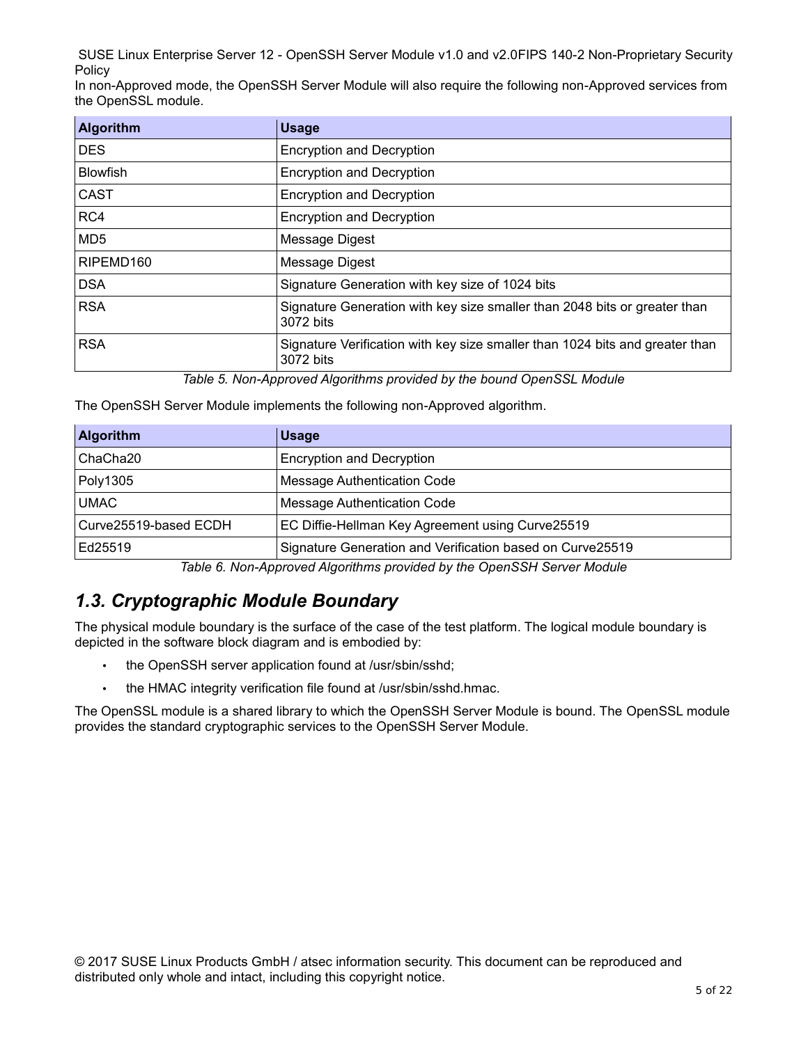In non-Approved mode, the OpenSSH Server Module will also require the following non-Approved services from the OpenSSL module.

| Algorithm | Usage |
|---|---|
| DES | Encryption and Decryption |
| Blowfish | Encryption and Decryption |
| CAST | Encryption and Decryption |
| RC4 | Encryption and Decryption |
| MD5 | Message Digest |
| RIPEMD160 | Message Digest |
| DSA | Signature Generation with key size of 1024 bits |
| RSA | Signature Generation with key size smaller than 2048 bits or greater than 3072 bits |
| RSA | Signature Verification with key size smaller than 1024 bits and greater than 3072 bits |

*Table 5. Non-Approved Algorithms provided by the bound OpenSSL Module*

The OpenSSH Server Module implements the following non-Approved algorithm.

| Algorithm | Usage |
|---|---|
| ChaCha20 | Encryption and Decryption |
| Poly1305 | Message Authentication Code |
| UMAC | Message Authentication Code |
| Curve25519-based ECDH | EC Diffie-Hellman Key Agreement using Curve25519 |
| Ed25519 | Signature Generation and Verification based on Curve25519 |

*Table 6. Non-Approved Algorithms provided by the OpenSSH Server Module*

## *1.3. Cryptographic Module Boundary*

The physical module boundary is the surface of the case of the test platform. The logical module boundary is depicted in the software block diagram and is embodied by:

- the OpenSSH server application found at /usr/sbin/sshd;
- the HMAC integrity verification file found at /usr/sbin/sshd.hmac.

The OpenSSL module is a shared library to which the OpenSSH Server Module is bound. The OpenSSL module provides the standard cryptographic services to the OpenSSH Server Module.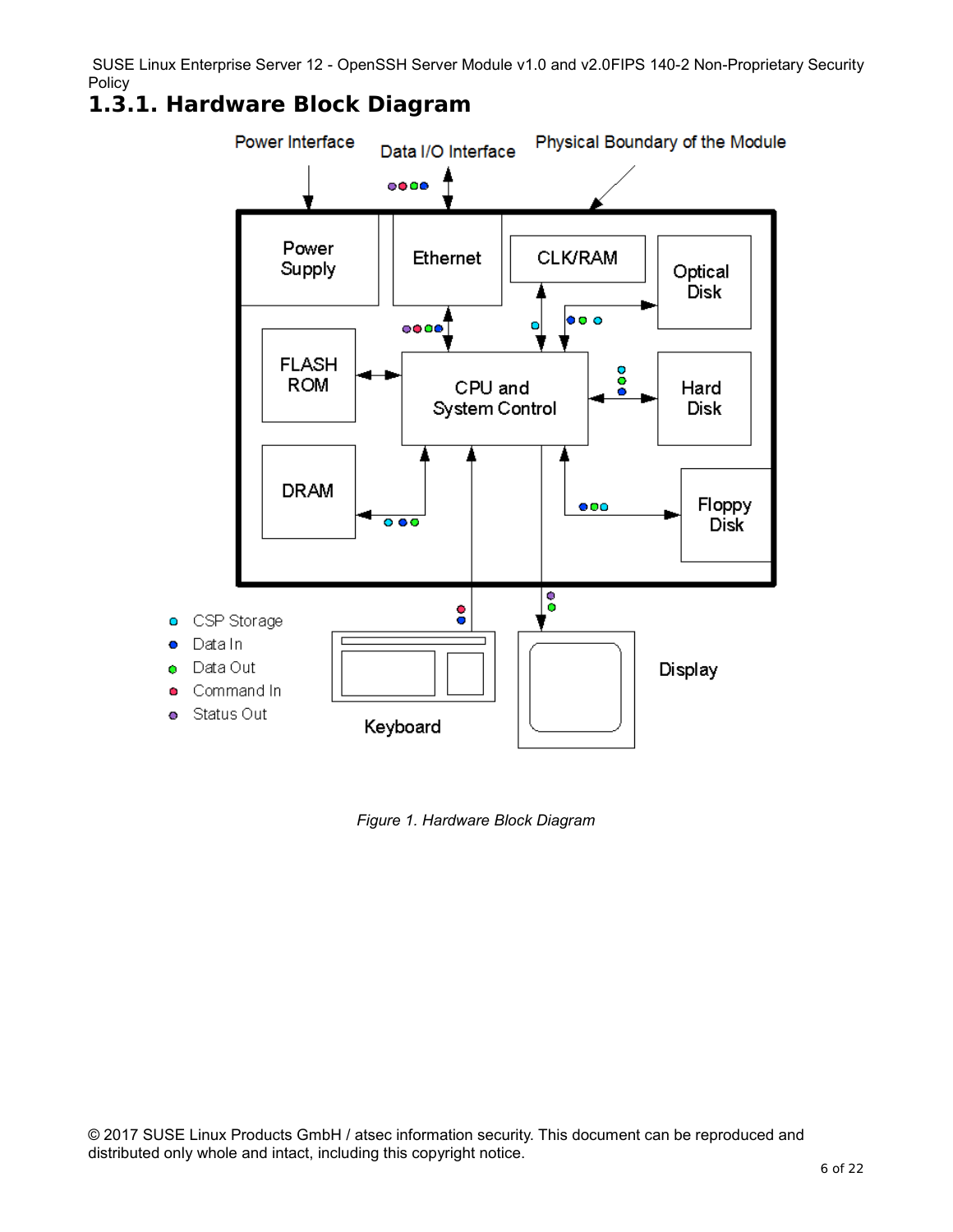### 1.3.1. Hardware Block Diagram

*Figure 1. Hardware Block Diagram*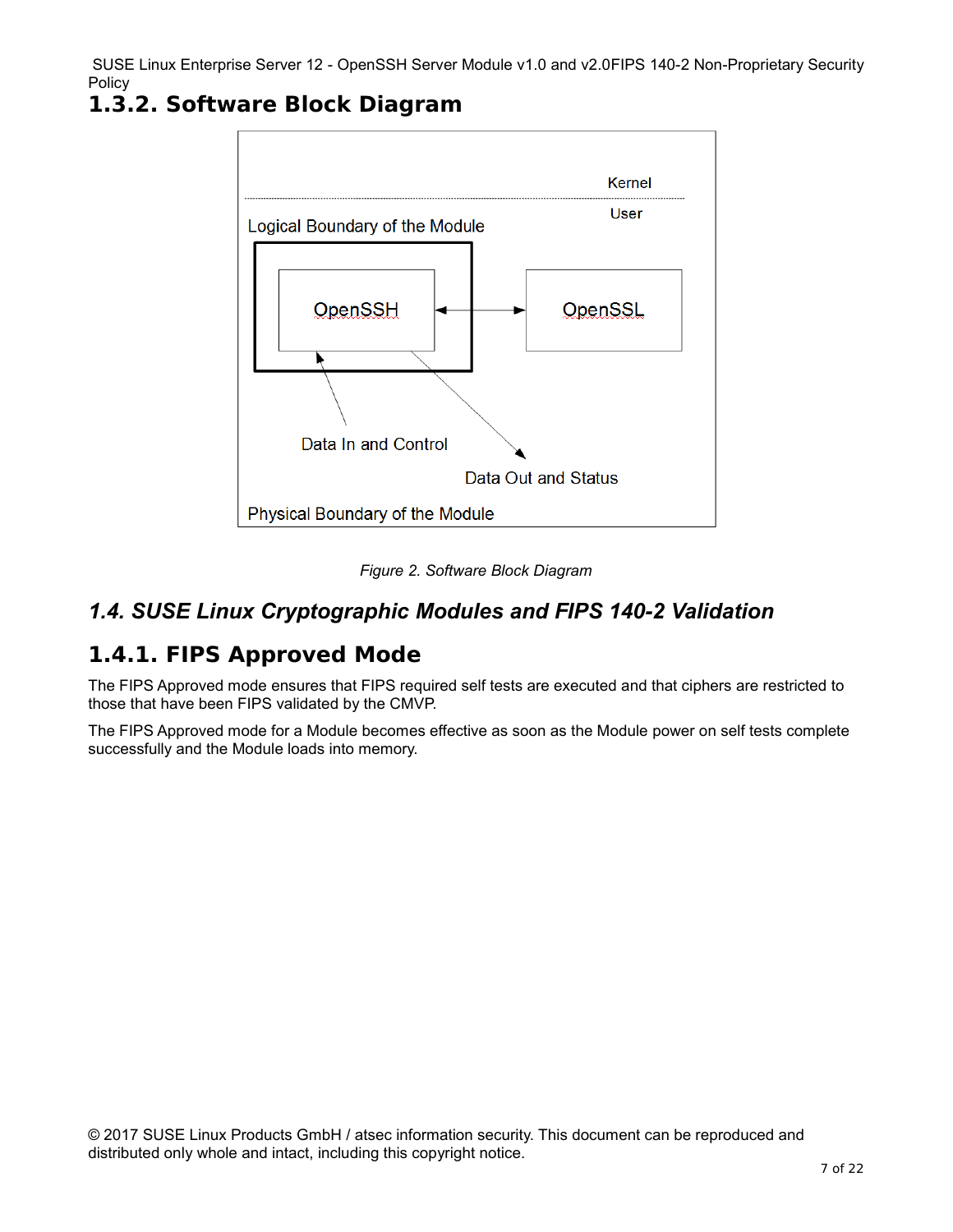### 1.3.2. Software Block Diagram

Kernel

User

Logical Boundary of the Module

OpenSSH

OpenSSL

Data In and Control

Data Out and Status

Physical Boundary of the Module

*Figure 2. Software Block Diagram*

## *1.4. SUSE Linux Cryptographic Modules and FIPS 140-2 Validation*

### 1.4.1. FIPS Approved Mode

The FIPS Approved mode ensures that FIPS required self tests are executed and that ciphers are restricted to those that have been FIPS validated by the CMVP.

The FIPS Approved mode for a Module becomes effective as soon as the Module power on self tests complete successfully and the Module loads into memory.

© 2017 SUSE Linux Products GmbH / atsec information security. This document can be reproduced and distributed only whole and intact, including this copyright notice.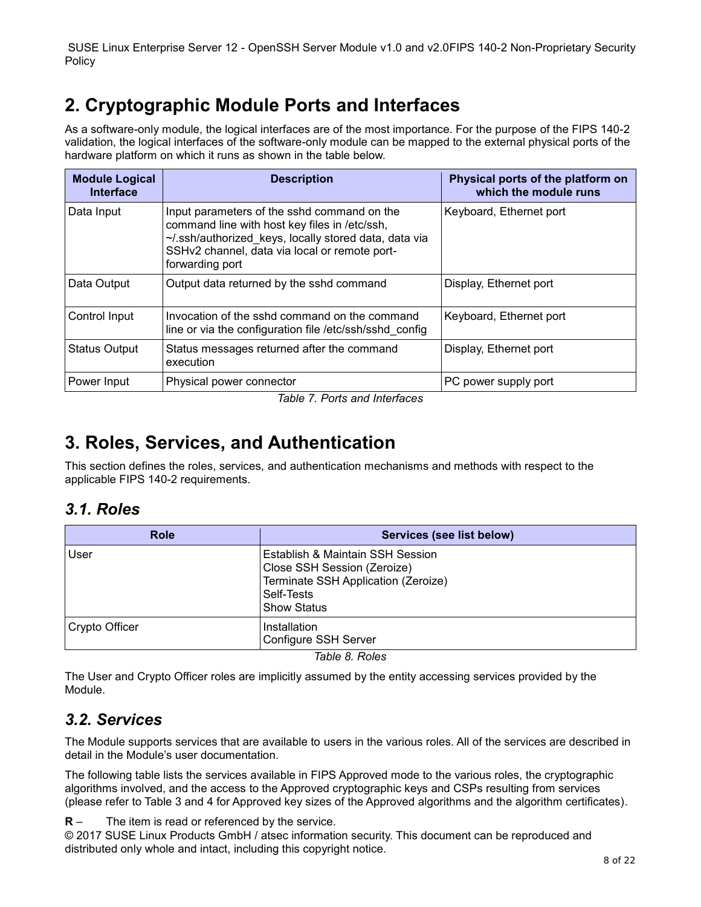# 2. Cryptographic Module Ports and Interfaces

As a software-only module, the logical interfaces are of the most importance. For the purpose of the FIPS 140-2 validation, the logical interfaces of the software-only module can be mapped to the external physical ports of the hardware platform on which it runs as shown in the table below.

| Module Logical Interface | Description | Physical ports of the platform on which the module runs |
|---|---|---|
| Data Input | Input parameters of the sshd command on the command line with host key files in /etc/ssh, ~/.ssh/authorized_keys, locally stored data, data via SSHv2 channel, data via local or remote port-forwarding port | Keyboard, Ethernet port |
| Data Output | Output data returned by the sshd command | Display, Ethernet port |
| Control Input | Invocation of the sshd command on the command line or via the configuration file /etc/ssh/sshd_config | Keyboard, Ethernet port |
| Status Output | Status messages returned after the command execution | Display, Ethernet port |
| Power Input | Physical power connector | PC power supply port |

*Table 7. Ports and Interfaces*

# 3. Roles, Services, and Authentication

This section defines the roles, services, and authentication mechanisms and methods with respect to the applicable FIPS 140-2 requirements.

## *3.1. Roles*

| Role | Services (see list below) |
|---|---|
| User | Establish & Maintain SSH Session<br>Close SSH Session (Zeroize)<br>Terminate SSH Application (Zeroize)<br>Self-Tests<br>Show Status |
| Crypto Officer | Installation<br>Configure SSH Server |

*Table 8. Roles*

The User and Crypto Officer roles are implicitly assumed by the entity accessing services provided by the Module.

## *3.2. Services*

The Module supports services that are available to users in the various roles. All of the services are described in detail in the Module's user documentation.

The following table lists the services available in FIPS Approved mode to the various roles, the cryptographic algorithms involved, and the access to the Approved cryptographic keys and CSPs resulting from services (please refer to Table 3 and 4 for Approved key sizes of the Approved algorithms and the algorithm certificates).

**R** – The item is read or referenced by the service.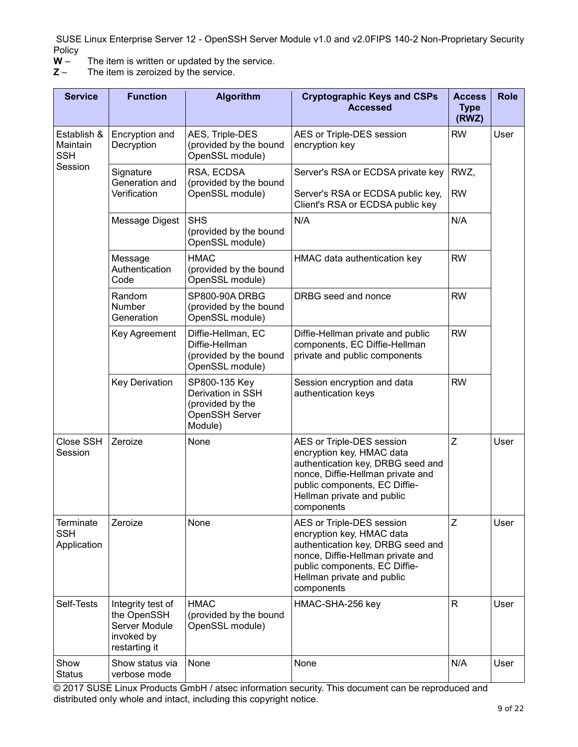**W** – The item is written or updated by the service.
**Z** – The item is zeroized by the service.

| Service | Function | Algorithm | Cryptographic Keys and CSPs Accessed | Access Type (RWZ) | Role |
|---|---|---|---|---|---|
| Establish & Maintain SSH Session | Encryption and Decryption | AES, Triple-DES (provided by the bound OpenSSL module) | AES or Triple-DES session encryption key | RW | User |
| | Signature Generation and Verification | RSA, ECDSA (provided by the bound OpenSSL module) | Server's RSA or ECDSA private key<br><br>Server's RSA or ECDSA public key, Client's RSA or ECDSA public key | RWZ,<br><br>RW | |
| | Message Digest | SHS (provided by the bound OpenSSL module) | N/A | N/A | |
| | Message Authentication Code | HMAC (provided by the bound OpenSSL module) | HMAC data authentication key | RW | |
| | Random Number Generation | SP800-90A DRBG (provided by the bound OpenSSL module) | DRBG seed and nonce | RW | |
| | Key Agreement | Diffie-Hellman, EC Diffie-Hellman (provided by the bound OpenSSL module) | Diffie-Hellman private and public components, EC Diffie-Hellman private and public components | RW | |
| | Key Derivation | SP800-135 Key Derivation in SSH (provided by the OpenSSH Server Module) | Session encryption and data authentication keys | RW | |
| Close SSH Session | Zeroize | None | AES or Triple-DES session encryption key, HMAC data authentication key, DRBG seed and nonce, Diffie-Hellman private and public components, EC Diffie-Hellman private and public components | Z | User |
| Terminate SSH Application | Zeroize | None | AES or Triple-DES session encryption key, HMAC data authentication key, DRBG seed and nonce, Diffie-Hellman private and public components, EC Diffie-Hellman private and public components | Z | User |
| Self-Tests | Integrity test of the OpenSSH Server Module invoked by restarting it | HMAC (provided by the bound OpenSSL module) | HMAC-SHA-256 key | R | User |
| Show Status | Show status via verbose mode | None | None | N/A | User |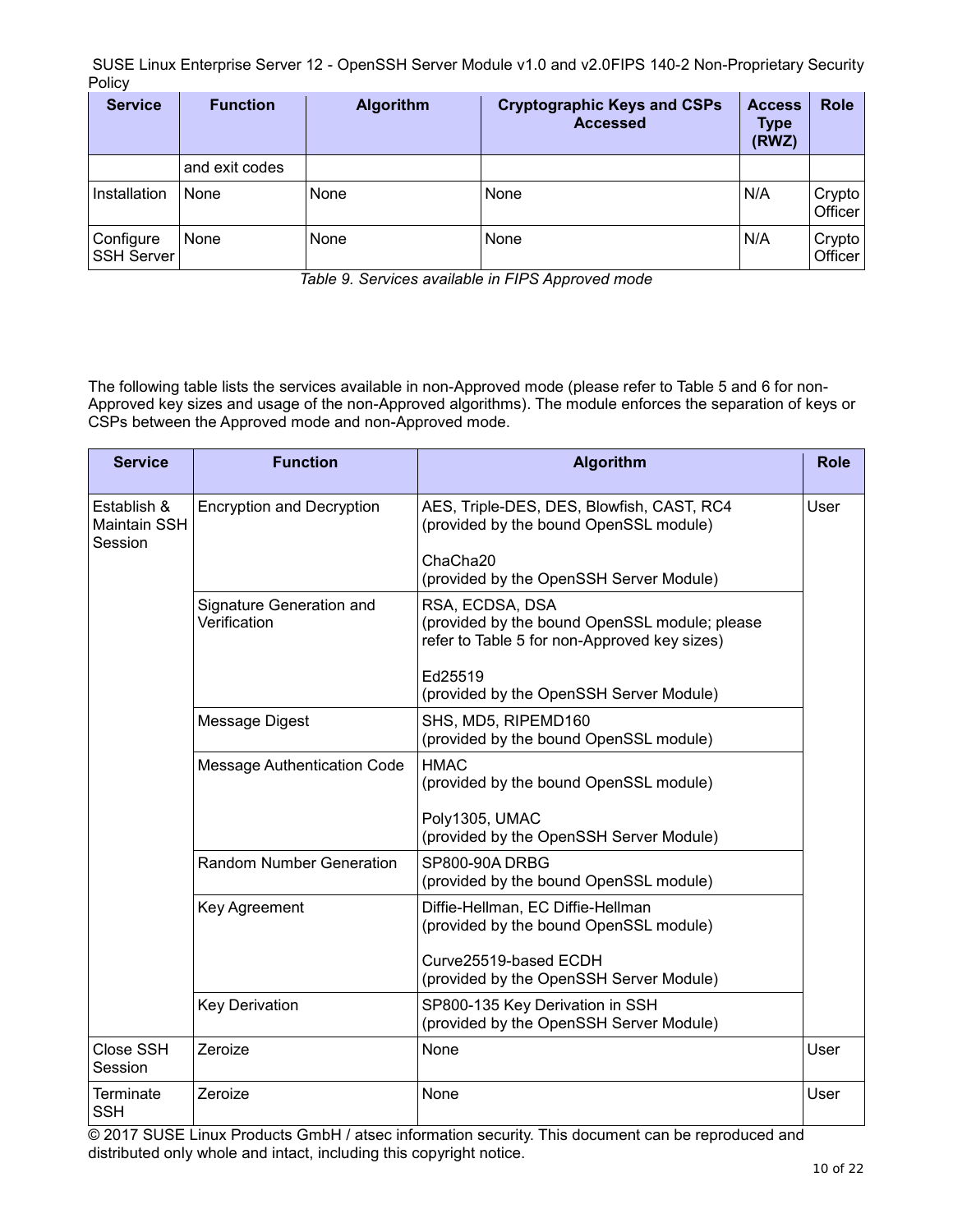| Service | Function | Algorithm | Cryptographic Keys and CSPs Accessed | Access Type (RWZ) | Role |
|---|---|---|---|---|---|
| | and exit codes | | | | |
| Installation | None | None | None | N/A | Crypto Officer |
| Configure SSH Server | None | None | None | N/A | Crypto Officer |

*Table 9. Services available in FIPS Approved mode*

The following table lists the services available in non-Approved mode (please refer to Table 5 and 6 for non-Approved key sizes and usage of the non-Approved algorithms). The module enforces the separation of keys or CSPs between the Approved mode and non-Approved mode.

| Service | Function | Algorithm | Role |
|---|---|---|---|
| Establish & Maintain SSH Session | Encryption and Decryption | AES, Triple-DES, DES, Blowfish, CAST, RC4 (provided by the bound OpenSSL module)<br><br>ChaCha20 (provided by the OpenSSH Server Module) | User |
| | Signature Generation and Verification | RSA, ECDSA, DSA (provided by the bound OpenSSL module; please refer to Table 5 for non-Approved key sizes)<br><br>Ed25519 (provided by the OpenSSH Server Module) | |
| | Message Digest | SHS, MD5, RIPEMD160 (provided by the bound OpenSSL module) | |
| | Message Authentication Code | HMAC (provided by the bound OpenSSL module)<br><br>Poly1305, UMAC (provided by the OpenSSH Server Module) | |
| | Random Number Generation | SP800-90A DRBG (provided by the bound OpenSSL module) | |
| | Key Agreement | Diffie-Hellman, EC Diffie-Hellman (provided by the bound OpenSSL module)<br><br>Curve25519-based ECDH (provided by the OpenSSH Server Module) | |
| | Key Derivation | SP800-135 Key Derivation in SSH (provided by the OpenSSH Server Module) | |
| Close SSH Session | Zeroize | None | User |
| Terminate SSH | Zeroize | None | User |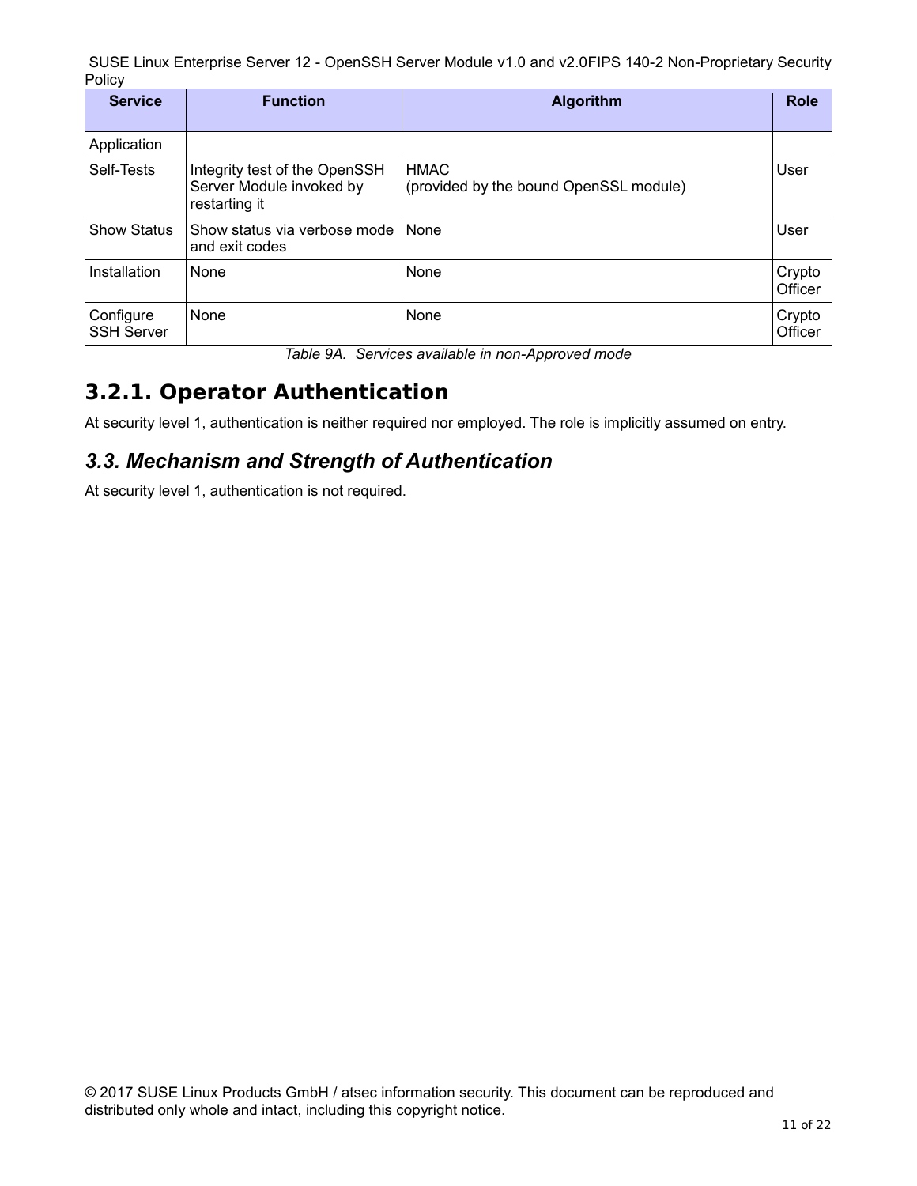| Service | Function | Algorithm | Role |
|---|---|---|---|
| Application | | | |
| Self-Tests | Integrity test of the OpenSSH Server Module invoked by restarting it | HMAC (provided by the bound OpenSSL module) | User |
| Show Status | Show status via verbose mode and exit codes | None | User |
| Installation | None | None | Crypto Officer |
| Configure SSH Server | None | None | Crypto Officer |

*Table 9A. Services available in non-Approved mode*

### 3.2.1. Operator Authentication

At security level 1, authentication is neither required nor employed. The role is implicitly assumed on entry.

## *3.3. Mechanism and Strength of Authentication*

At security level 1, authentication is not required.

© 2017 SUSE Linux Products GmbH / atsec information security. This document can be reproduced and distributed only whole and intact, including this copyright notice.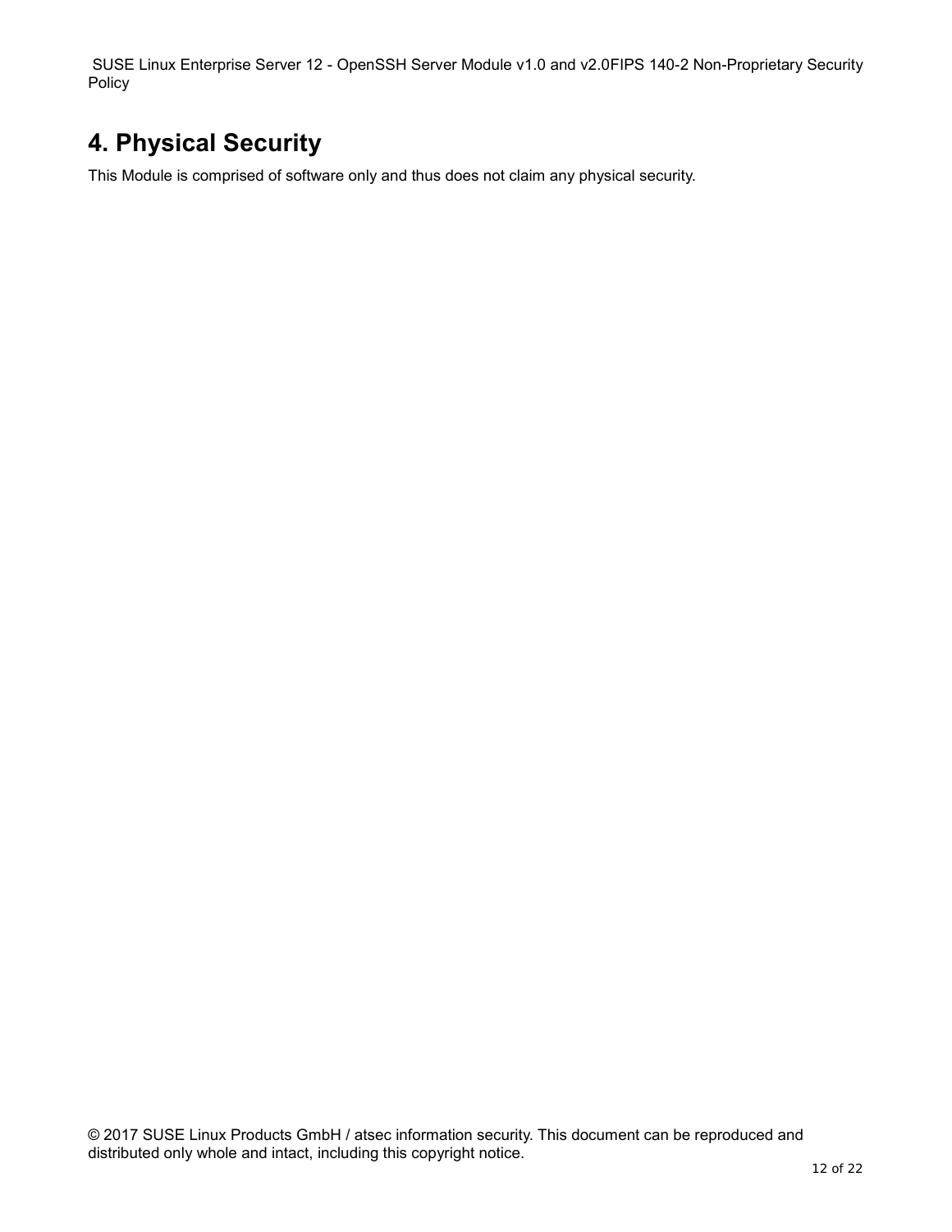# 4. Physical Security

This Module is comprised of software only and thus does not claim any physical security.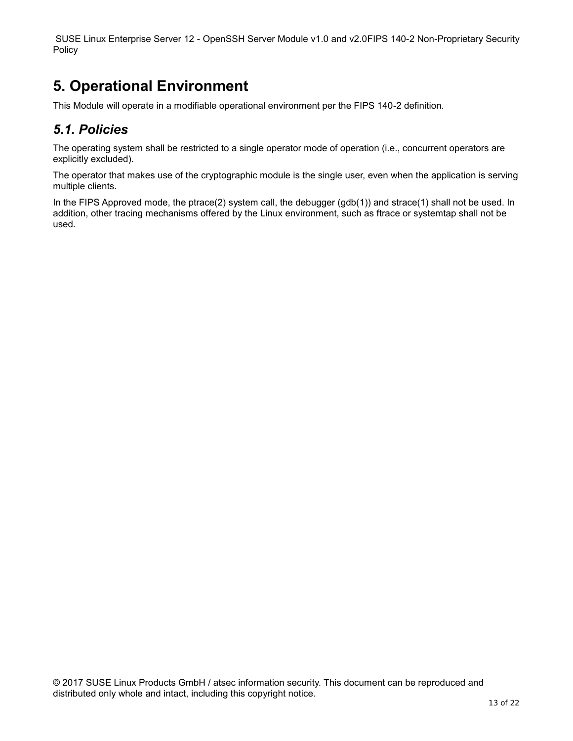# 5. Operational Environment

This Module will operate in a modifiable operational environment per the FIPS 140-2 definition.

## *5.1. Policies*

The operating system shall be restricted to a single operator mode of operation (i.e., concurrent operators are explicitly excluded).

The operator that makes use of the cryptographic module is the single user, even when the application is serving multiple clients.

In the FIPS Approved mode, the ptrace(2) system call, the debugger (gdb(1)) and strace(1) shall not be used. In addition, other tracing mechanisms offered by the Linux environment, such as ftrace or systemtap shall not be used.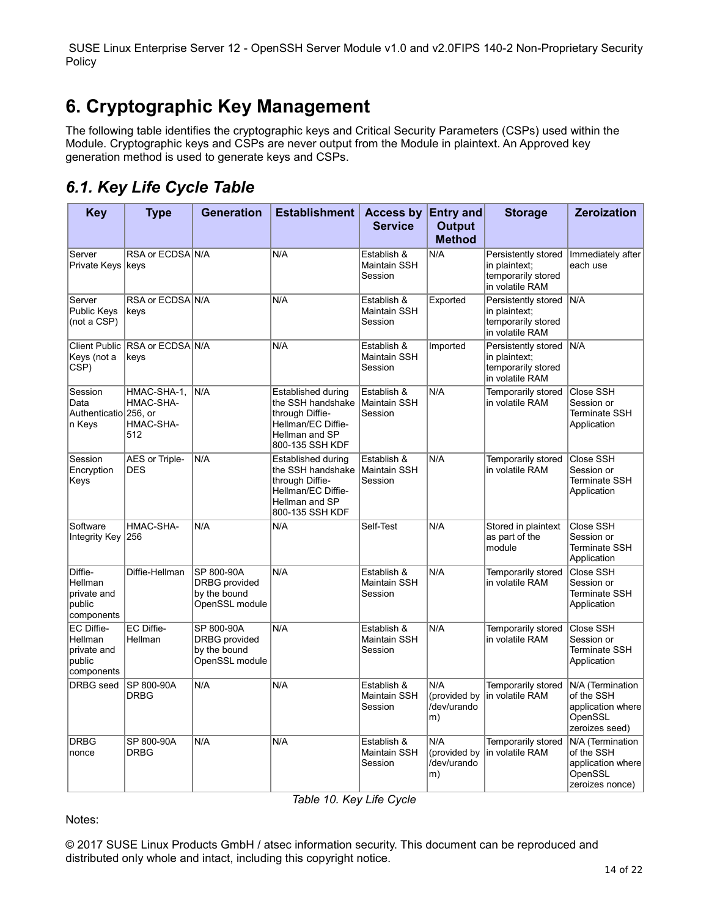# 6. Cryptographic Key Management

The following table identifies the cryptographic keys and Critical Security Parameters (CSPs) used within the Module. Cryptographic keys and CSPs are never output from the Module in plaintext. An Approved key generation method is used to generate keys and CSPs.

## *6.1. Key Life Cycle Table*

| Key | Type | Generation | Establishment | Access by Service | Entry and Output Method | Storage | Zeroization |
|---|---|---|---|---|---|---|---|
| Server Private Keys | RSA or ECDSA keys | N/A | N/A | Establish & Maintain SSH Session | N/A | Persistently stored in plaintext; temporarily stored in volatile RAM | Immediately after each use |
| Server Public Keys (not a CSP) | RSA or ECDSA keys | N/A | N/A | Establish & Maintain SSH Session | Exported | Persistently stored in plaintext; temporarily stored in volatile RAM | N/A |
| Client Public Keys (not a CSP) | RSA or ECDSA keys | N/A | N/A | Establish & Maintain SSH Session | Imported | Persistently stored in plaintext; temporarily stored in volatile RAM | N/A |
| Session Data Authentication Keys | HMAC-SHA-1, HMAC-SHA-256, or HMAC-SHA-512 | N/A | Established during the SSH handshake through Diffie-Hellman/EC Diffie-Hellman and SP 800-135 SSH KDF | Establish & Maintain SSH Session | N/A | Temporarily stored in volatile RAM | Close SSH Session or Terminate SSH Application |
| Session Encryption Keys | AES or Triple-DES | N/A | Established during the SSH handshake through Diffie-Hellman/EC Diffie-Hellman and SP 800-135 SSH KDF | Establish & Maintain SSH Session | N/A | Temporarily stored in volatile RAM | Close SSH Session or Terminate SSH Application |
| Software Integrity Key | HMAC-SHA-256 | N/A | N/A | Self-Test | N/A | Stored in plaintext as part of the module | Close SSH Session or Terminate SSH Application |
| Diffie-Hellman private and public components | Diffie-Hellman | SP 800-90A DRBG provided by the bound OpenSSL module | N/A | Establish & Maintain SSH Session | N/A | Temporarily stored in volatile RAM | Close SSH Session or Terminate SSH Application |
| EC Diffie-Hellman private and public components | EC Diffie-Hellman | SP 800-90A DRBG provided by the bound OpenSSL module | N/A | Establish & Maintain SSH Session | N/A | Temporarily stored in volatile RAM | Close SSH Session or Terminate SSH Application |
| DRBG seed | SP 800-90A DRBG | N/A | N/A | Establish & Maintain SSH Session | N/A (provided by /dev/urandom) | Temporarily stored in volatile RAM | N/A (Termination of the SSH application where OpenSSL zeroizes seed) |
| DRBG nonce | SP 800-90A DRBG | N/A | N/A | Establish & Maintain SSH Session | N/A (provided by /dev/urandom) | Temporarily stored in volatile RAM | N/A (Termination of the SSH application where OpenSSL zeroizes nonce) |

*Table 10. Key Life Cycle*

Notes:

© 2017 SUSE Linux Products GmbH / atsec information security. This document can be reproduced and distributed only whole and intact, including this copyright notice.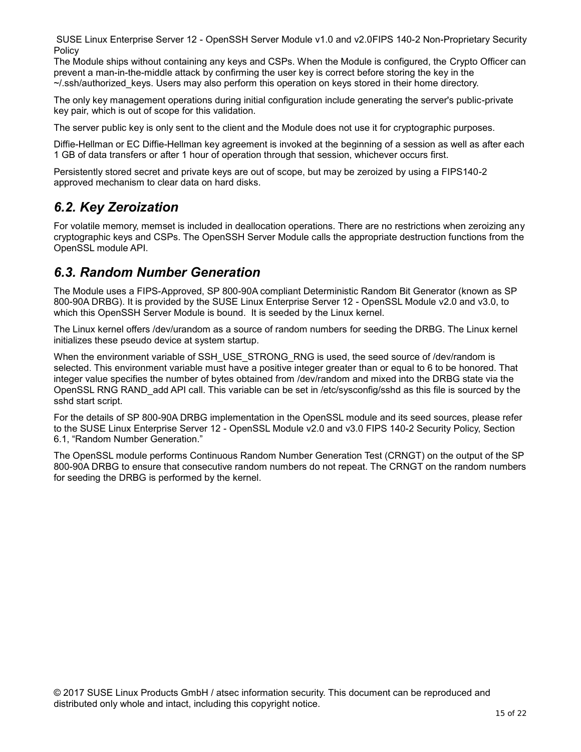The Module ships without containing any keys and CSPs. When the Module is configured, the Crypto Officer can prevent a man-in-the-middle attack by confirming the user key is correct before storing the key in the ~/.ssh/authorized_keys. Users may also perform this operation on keys stored in their home directory.

The only key management operations during initial configuration include generating the server's public-private key pair, which is out of scope for this validation.

The server public key is only sent to the client and the Module does not use it for cryptographic purposes.

Diffie-Hellman or EC Diffie-Hellman key agreement is invoked at the beginning of a session as well as after each 1 GB of data transfers or after 1 hour of operation through that session, whichever occurs first.

Persistently stored secret and private keys are out of scope, but may be zeroized by using a FIPS140-2 approved mechanism to clear data on hard disks.

## *6.2. Key Zeroization*

For volatile memory, memset is included in deallocation operations. There are no restrictions when zeroizing any cryptographic keys and CSPs. The OpenSSH Server Module calls the appropriate destruction functions from the OpenSSL module API.

## *6.3. Random Number Generation*

The Module uses a FIPS-Approved, SP 800-90A compliant Deterministic Random Bit Generator (known as SP 800-90A DRBG). It is provided by the SUSE Linux Enterprise Server 12 - OpenSSL Module v2.0 and v3.0, to which this OpenSSH Server Module is bound. It is seeded by the Linux kernel.

The Linux kernel offers /dev/urandom as a source of random numbers for seeding the DRBG. The Linux kernel initializes these pseudo device at system startup.

When the environment variable of SSH_USE_STRONG_RNG is used, the seed source of /dev/random is selected. This environment variable must have a positive integer greater than or equal to 6 to be honored. That integer value specifies the number of bytes obtained from /dev/random and mixed into the DRBG state via the OpenSSL RNG RAND_add API call. This variable can be set in /etc/sysconfig/sshd as this file is sourced by the sshd start script.

For the details of SP 800-90A DRBG implementation in the OpenSSL module and its seed sources, please refer to the SUSE Linux Enterprise Server 12 - OpenSSL Module v2.0 and v3.0 FIPS 140-2 Security Policy, Section 6.1, "Random Number Generation."

The OpenSSL module performs Continuous Random Number Generation Test (CRNGT) on the output of the SP 800-90A DRBG to ensure that consecutive random numbers do not repeat. The CRNGT on the random numbers for seeding the DRBG is performed by the kernel.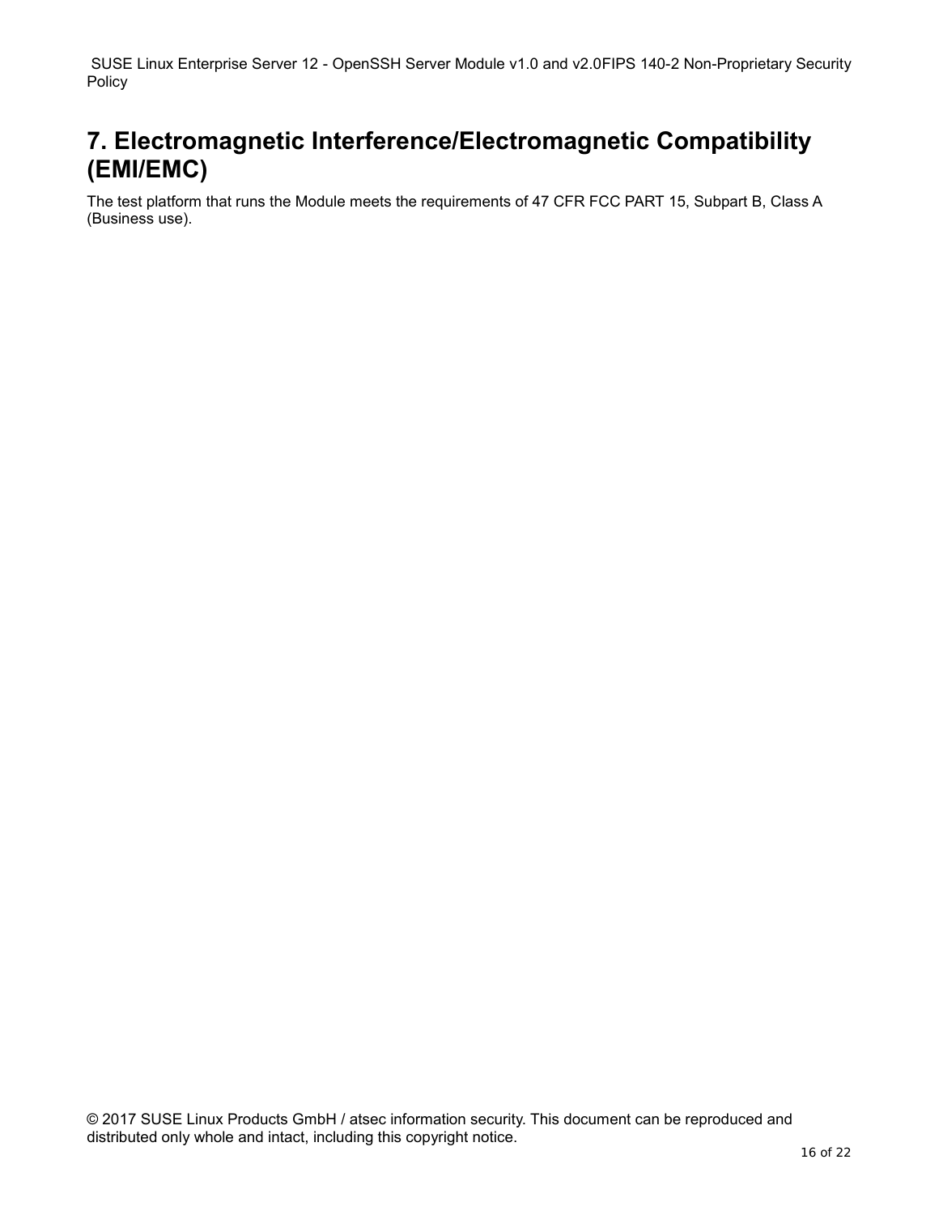# 7. Electromagnetic Interference/Electromagnetic Compatibility (EMI/EMC)

The test platform that runs the Module meets the requirements of 47 CFR FCC PART 15, Subpart B, Class A (Business use).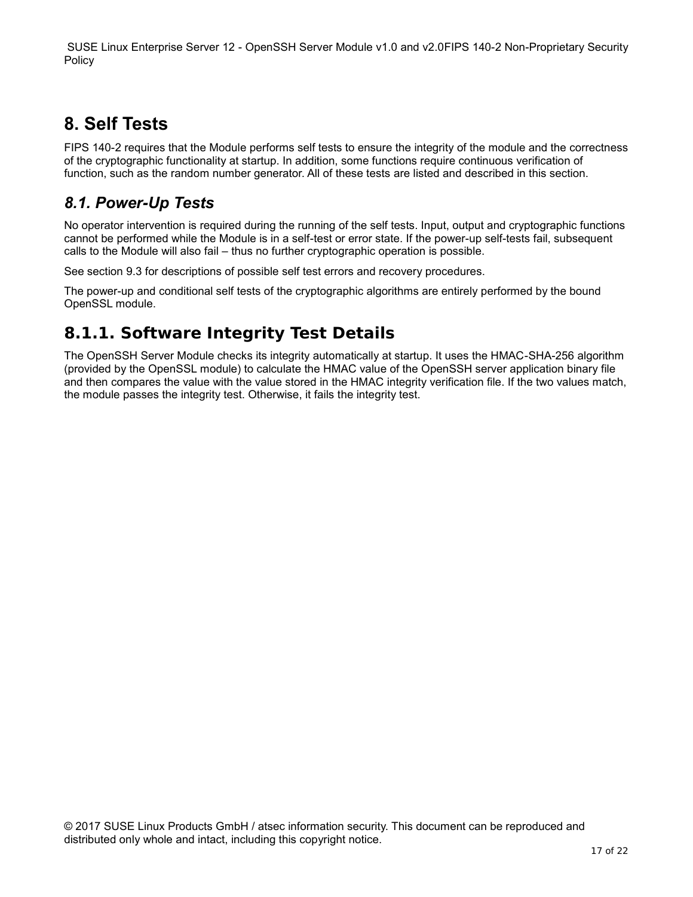# 8. Self Tests

FIPS 140-2 requires that the Module performs self tests to ensure the integrity of the module and the correctness of the cryptographic functionality at startup. In addition, some functions require continuous verification of function, such as the random number generator. All of these tests are listed and described in this section.

## *8.1. Power-Up Tests*

No operator intervention is required during the running of the self tests. Input, output and cryptographic functions cannot be performed while the Module is in a self-test or error state. If the power-up self-tests fail, subsequent calls to the Module will also fail – thus no further cryptographic operation is possible.

See section 9.3 for descriptions of possible self test errors and recovery procedures.

The power-up and conditional self tests of the cryptographic algorithms are entirely performed by the bound OpenSSL module.

### 8.1.1. Software Integrity Test Details

The OpenSSH Server Module checks its integrity automatically at startup. It uses the HMAC-SHA-256 algorithm (provided by the OpenSSL module) to calculate the HMAC value of the OpenSSH server application binary file and then compares the value with the value stored in the HMAC integrity verification file. If the two values match, the module passes the integrity test. Otherwise, it fails the integrity test.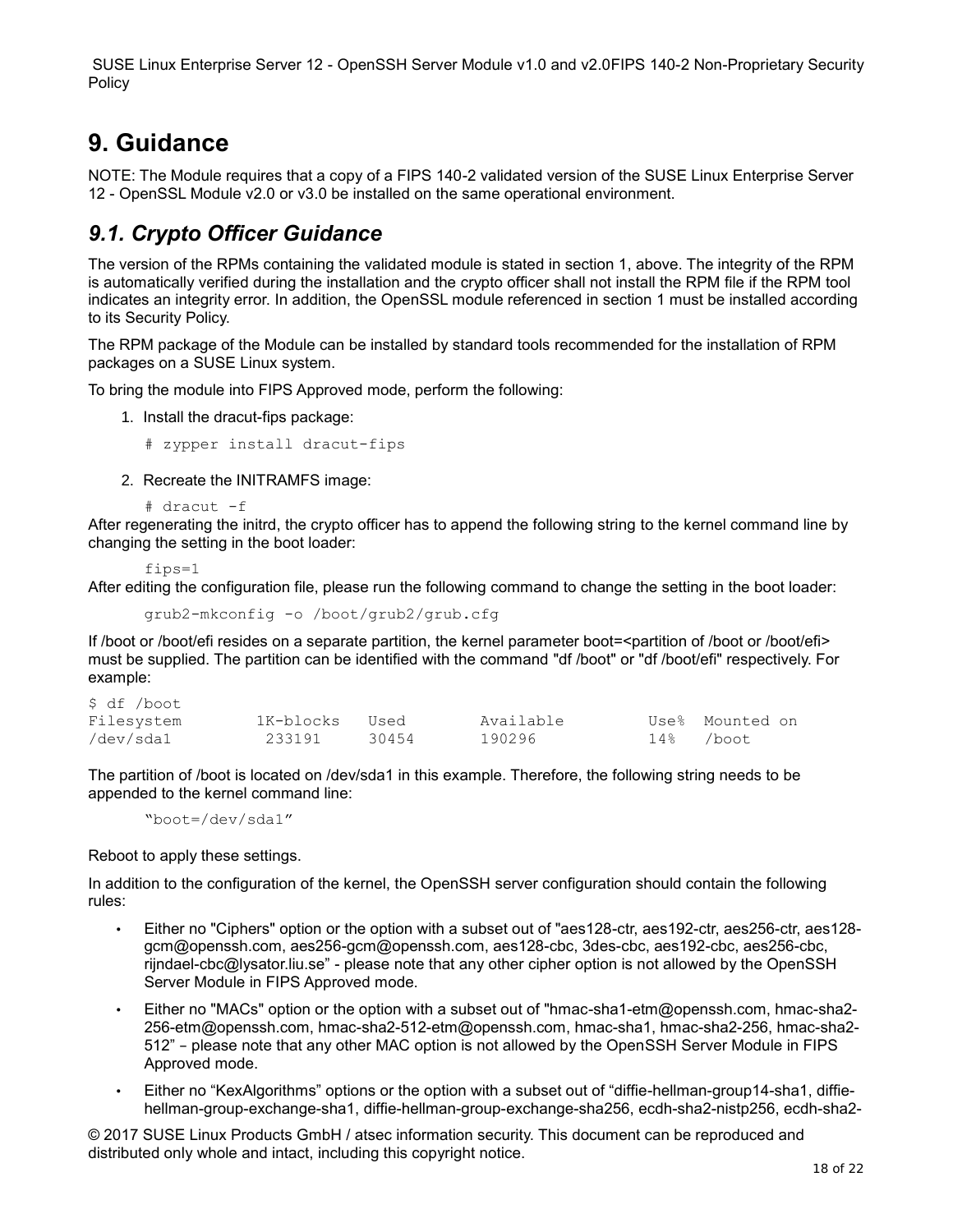# 9. Guidance

NOTE: The Module requires that a copy of a FIPS 140-2 validated version of the SUSE Linux Enterprise Server 12 - OpenSSL Module v2.0 or v3.0 be installed on the same operational environment.

## *9.1. Crypto Officer Guidance*

The version of the RPMs containing the validated module is stated in section 1, above. The integrity of the RPM is automatically verified during the installation and the crypto officer shall not install the RPM file if the RPM tool indicates an integrity error. In addition, the OpenSSL module referenced in section 1 must be installed according to its Security Policy.

The RPM package of the Module can be installed by standard tools recommended for the installation of RPM packages on a SUSE Linux system.

To bring the module into FIPS Approved mode, perform the following:

1. Install the dracut-fips package:

   ```
   # zypper install dracut-fips
   ```

2. Recreate the INITRAMFS image:

   ```
   # dracut -f
   ```

After regenerating the initrd, the crypto officer has to append the following string to the kernel command line by changing the setting in the boot loader:

```
fips=1
```

After editing the configuration file, please run the following command to change the setting in the boot loader:

```
grub2-mkconfig -o /boot/grub2/grub.cfg
```

If /boot or /boot/efi resides on a separate partition, the kernel parameter boot=<partition of /boot or /boot/efi> must be supplied. The partition can be identified with the command "df /boot" or "df /boot/efi" respectively. For example:

```
$ df /boot
Filesystem       1K-blocks   Used        Available       Use%  Mounted on
/dev/sda1         233191     30454       190296          14%   /boot
```

The partition of /boot is located on /dev/sda1 in this example. Therefore, the following string needs to be appended to the kernel command line:

```
"boot=/dev/sda1"
```

Reboot to apply these settings.

In addition to the configuration of the kernel, the OpenSSH server configuration should contain the following rules:

- Either no "Ciphers" option or the option with a subset out of "aes128-ctr, aes192-ctr, aes256-ctr, aes128-gcm@openssh.com, aes256-gcm@openssh.com, aes128-cbc, 3des-cbc, aes192-cbc, aes256-cbc, rijndael-cbc@lysator.liu.se" - please note that any other cipher option is not allowed by the OpenSSH Server Module in FIPS Approved mode.
- Either no "MACs" option or the option with a subset out of "hmac-sha1-etm@openssh.com, hmac-sha2-256-etm@openssh.com, hmac-sha2-512-etm@openssh.com, hmac-sha1, hmac-sha2-256, hmac-sha2-512" – please note that any other MAC option is not allowed by the OpenSSH Server Module in FIPS Approved mode.
- Either no "KexAlgorithms" options or the option with a subset out of "diffie-hellman-group14-sha1, diffie-hellman-group-exchange-sha1, diffie-hellman-group-exchange-sha256, ecdh-sha2-nistp256, ecdh-sha2-

© 2017 SUSE Linux Products GmbH / atsec information security. This document can be reproduced and distributed only whole and intact, including this copyright notice.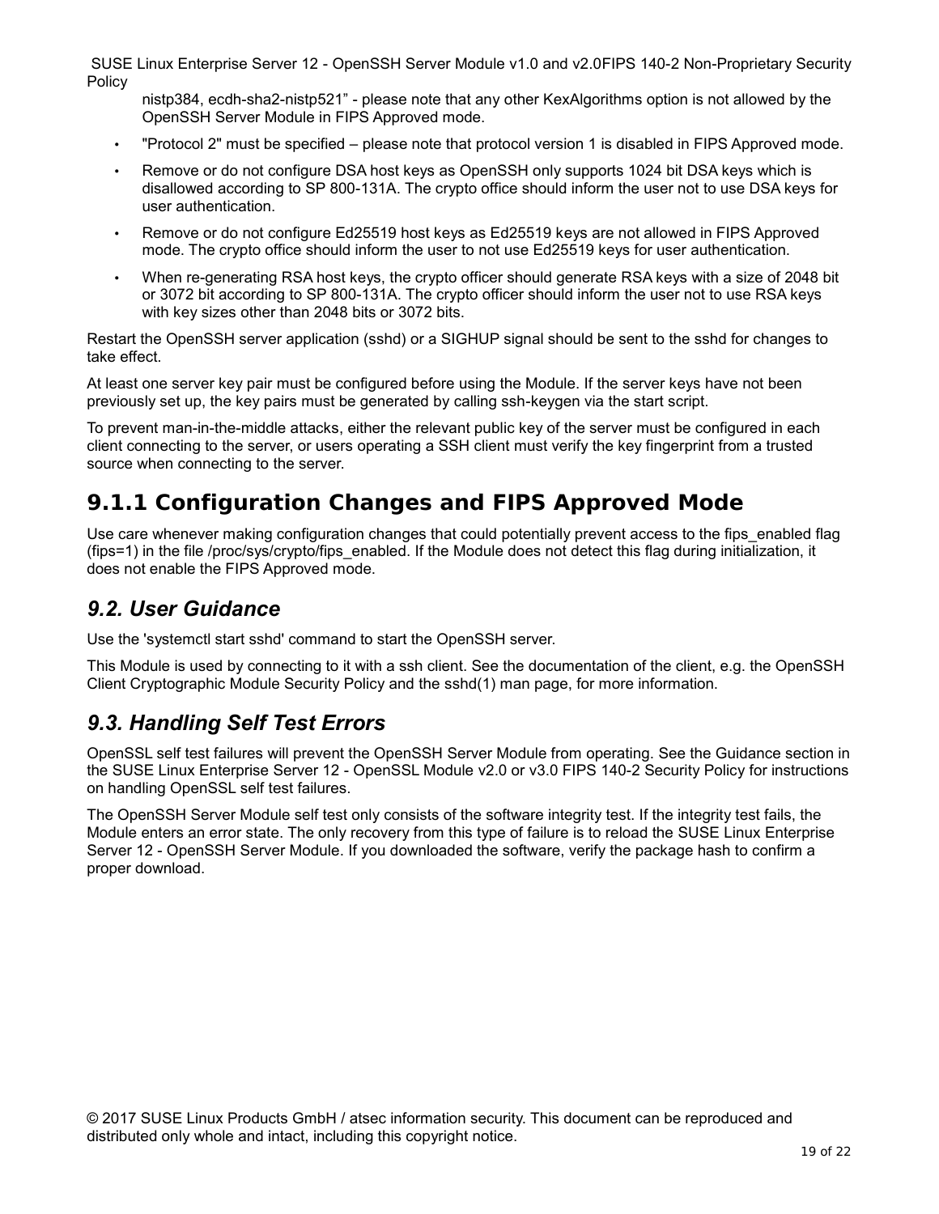nistp384, ecdh-sha2-nistp521” - please note that any other KexAlgorithms option is not allowed by the OpenSSH Server Module in FIPS Approved mode.

- "Protocol 2" must be specified – please note that protocol version 1 is disabled in FIPS Approved mode.
- Remove or do not configure DSA host keys as OpenSSH only supports 1024 bit DSA keys which is disallowed according to SP 800-131A. The crypto office should inform the user not to use DSA keys for user authentication.
- Remove or do not configure Ed25519 host keys as Ed25519 keys are not allowed in FIPS Approved mode. The crypto office should inform the user to not use Ed25519 keys for user authentication.
- When re-generating RSA host keys, the crypto officer should generate RSA keys with a size of 2048 bit or 3072 bit according to SP 800-131A. The crypto officer should inform the user not to use RSA keys with key sizes other than 2048 bits or 3072 bits.

Restart the OpenSSH server application (sshd) or a SIGHUP signal should be sent to the sshd for changes to take effect.

At least one server key pair must be configured before using the Module. If the server keys have not been previously set up, the key pairs must be generated by calling ssh-keygen via the start script.

To prevent man-in-the-middle attacks, either the relevant public key of the server must be configured in each client connecting to the server, or users operating a SSH client must verify the key fingerprint from a trusted source when connecting to the server.

### 9.1.1 Configuration Changes and FIPS Approved Mode

Use care whenever making configuration changes that could potentially prevent access to the fips_enabled flag (fips=1) in the file /proc/sys/crypto/fips_enabled. If the Module does not detect this flag during initialization, it does not enable the FIPS Approved mode.

## *9.2. User Guidance*

Use the 'systemctl start sshd' command to start the OpenSSH server.

This Module is used by connecting to it with a ssh client. See the documentation of the client, e.g. the OpenSSH Client Cryptographic Module Security Policy and the sshd(1) man page, for more information.

## *9.3. Handling Self Test Errors*

OpenSSL self test failures will prevent the OpenSSH Server Module from operating. See the Guidance section in the SUSE Linux Enterprise Server 12 - OpenSSL Module v2.0 or v3.0 FIPS 140-2 Security Policy for instructions on handling OpenSSL self test failures.

The OpenSSH Server Module self test only consists of the software integrity test. If the integrity test fails, the Module enters an error state. The only recovery from this type of failure is to reload the SUSE Linux Enterprise Server 12 - OpenSSH Server Module. If you downloaded the software, verify the package hash to confirm a proper download.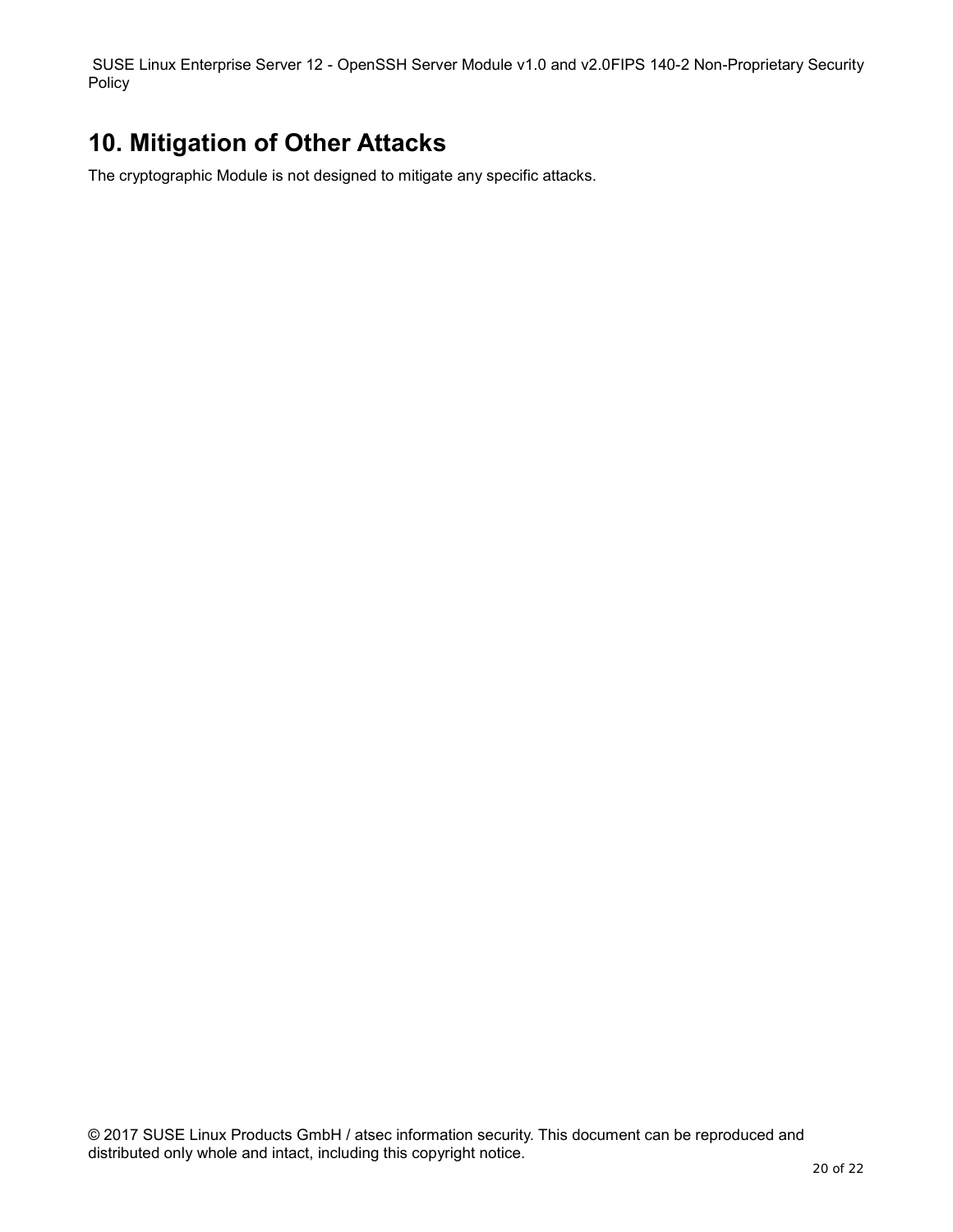# 10. Mitigation of Other Attacks

The cryptographic Module is not designed to mitigate any specific attacks.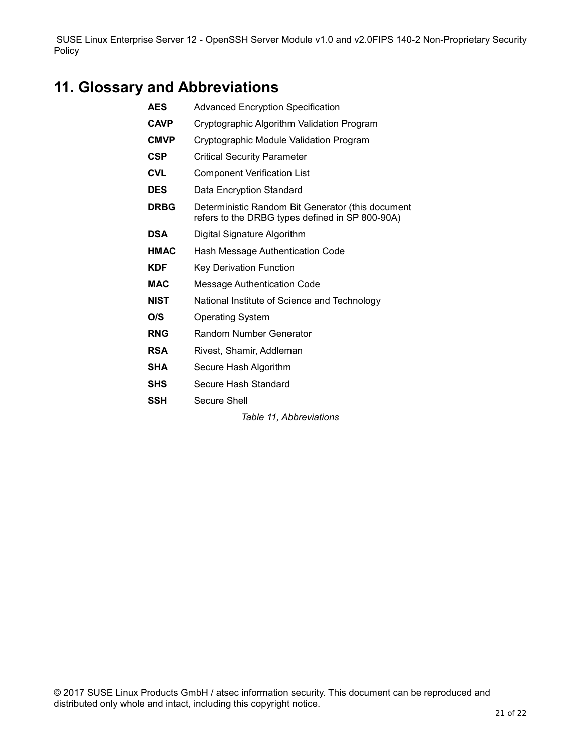# 11. Glossary and Abbreviations

| | |
|---|---|
| **AES** | Advanced Encryption Specification |
| **CAVP** | Cryptographic Algorithm Validation Program |
| **CMVP** | Cryptographic Module Validation Program |
| **CSP** | Critical Security Parameter |
| **CVL** | Component Verification List |
| **DES** | Data Encryption Standard |
| **DRBG** | Deterministic Random Bit Generator (this document refers to the DRBG types defined in SP 800-90A) |
| **DSA** | Digital Signature Algorithm |
| **HMAC** | Hash Message Authentication Code |
| **KDF** | Key Derivation Function |
| **MAC** | Message Authentication Code |
| **NIST** | National Institute of Science and Technology |
| **O/S** | Operating System |
| **RNG** | Random Number Generator |
| **RSA** | Rivest, Shamir, Addleman |
| **SHA** | Secure Hash Algorithm |
| **SHS** | Secure Hash Standard |
| **SSH** | Secure Shell |

*Table 11, Abbreviations*

© 2017 SUSE Linux Products GmbH / atsec information security. This document can be reproduced and distributed only whole and intact, including this copyright notice.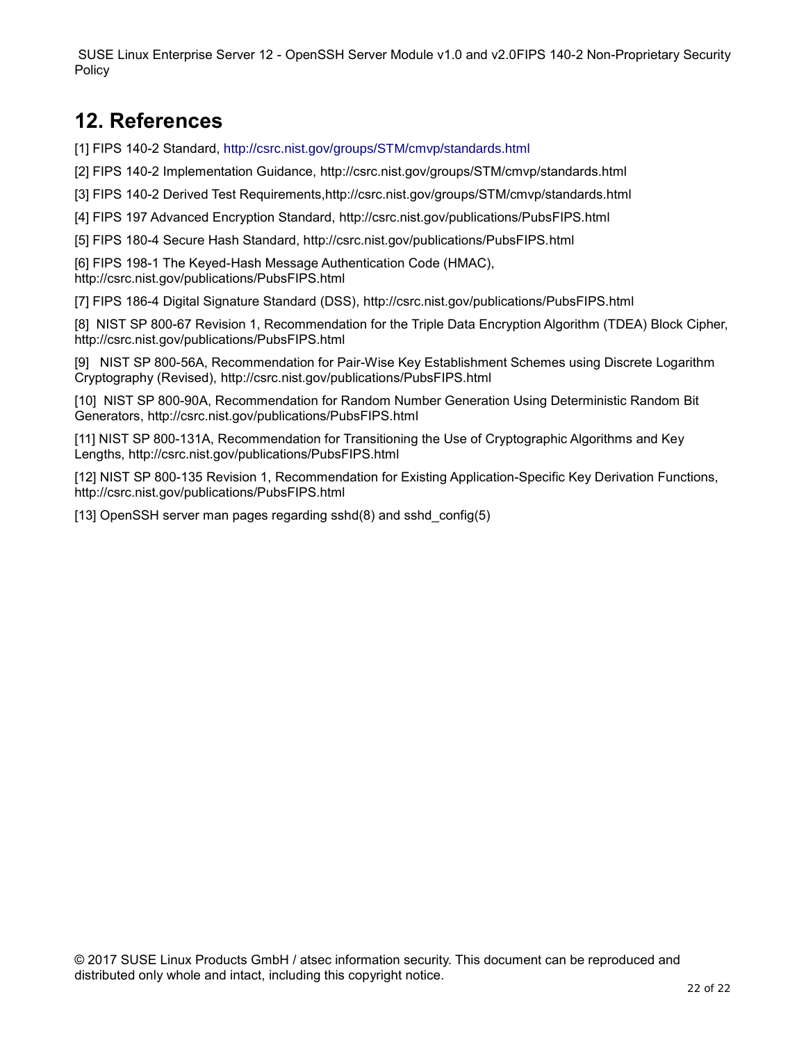## 12. References

[1] FIPS 140-2 Standard, http://csrc.nist.gov/groups/STM/cmvp/standards.html

[2] FIPS 140-2 Implementation Guidance, http://csrc.nist.gov/groups/STM/cmvp/standards.html

[3] FIPS 140-2 Derived Test Requirements,http://csrc.nist.gov/groups/STM/cmvp/standards.html

[4] FIPS 197 Advanced Encryption Standard, http://csrc.nist.gov/publications/PubsFIPS.html

[5] FIPS 180-4 Secure Hash Standard, http://csrc.nist.gov/publications/PubsFIPS.html

[6] FIPS 198-1 The Keyed-Hash Message Authentication Code (HMAC), http://csrc.nist.gov/publications/PubsFIPS.html

[7] FIPS 186-4 Digital Signature Standard (DSS), http://csrc.nist.gov/publications/PubsFIPS.html

[8] NIST SP 800-67 Revision 1, Recommendation for the Triple Data Encryption Algorithm (TDEA) Block Cipher, http://csrc.nist.gov/publications/PubsFIPS.html

[9] NIST SP 800-56A, Recommendation for Pair-Wise Key Establishment Schemes using Discrete Logarithm Cryptography (Revised), http://csrc.nist.gov/publications/PubsFIPS.html

[10] NIST SP 800-90A, Recommendation for Random Number Generation Using Deterministic Random Bit Generators, http://csrc.nist.gov/publications/PubsFIPS.html

[11] NIST SP 800-131A, Recommendation for Transitioning the Use of Cryptographic Algorithms and Key Lengths, http://csrc.nist.gov/publications/PubsFIPS.html

[12] NIST SP 800-135 Revision 1, Recommendation for Existing Application-Specific Key Derivation Functions, http://csrc.nist.gov/publications/PubsFIPS.html

[13] OpenSSH server man pages regarding sshd(8) and sshd_config(5)

© 2017 SUSE Linux Products GmbH / atsec information security. This document can be reproduced and distributed only whole and intact, including this copyright notice.